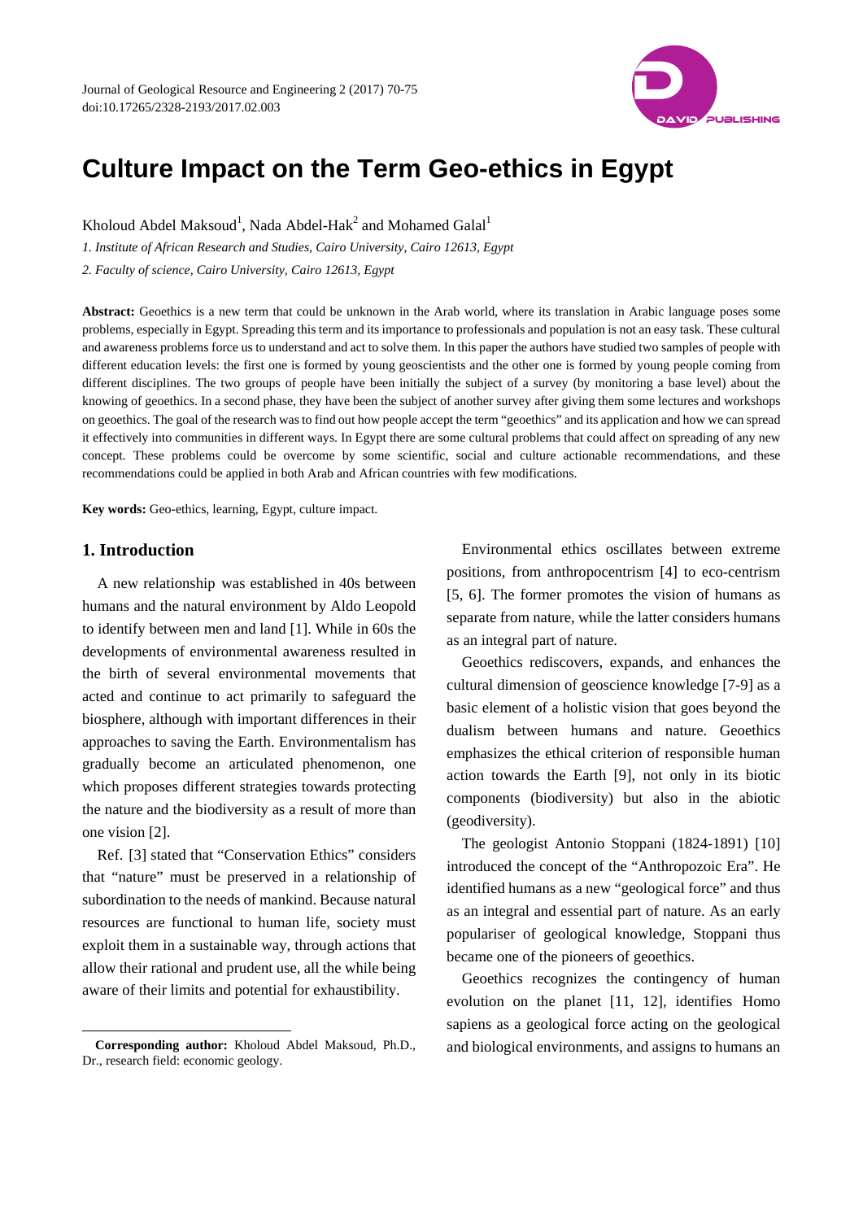# Culture Impact on the Term Geo-ethics in Egypt

Kholoud Abdel Maksoud[1], Nada Abdel-Hak[2] and Mohamed Galal[1]

*1. Institute of African Research and Studies, Cairo University, Cairo 12613, Egypt*

*2. Faculty of science, Cairo University, Cairo 12613, Egypt*

**Abstract:** Geoethics is a new term that could be unknown in the Arab world, where its translation in Arabic language poses some problems, especially in Egypt. Spreading this term and its importance to professionals and population is not an easy task. These cultural and awareness problems force us to understand and act to solve them. In this paper the authors have studied two samples of people with different education levels: the first one is formed by young geoscientists and the other one is formed by young people coming from different disciplines. The two groups of people have been initially the subject of a survey (by monitoring a base level) about the knowing of geoethics. In a second phase, they have been the subject of another survey after giving them some lectures and workshops on geoethics. The goal of the research was to find out how people accept the term "geoethics" and its application and how we can spread it effectively into communities in different ways. In Egypt there are some cultural problems that could affect on spreading of any new concept. These problems could be overcome by some scientific, social and culture actionable recommendations, and these recommendations could be applied in both Arab and African countries with few modifications.

**Key words:** Geo-ethics, learning, Egypt, culture impact.

## 1. Introduction

A new relationship was established in 40s between humans and the natural environment by Aldo Leopold to identify between men and land [1]. While in 60s the developments of environmental awareness resulted in the birth of several environmental movements that acted and continue to act primarily to safeguard the biosphere, although with important differences in their approaches to saving the Earth. Environmentalism has gradually become an articulated phenomenon, one which proposes different strategies towards protecting the nature and the biodiversity as a result of more than one vision [2].

Ref. [3] stated that "Conservation Ethics" considers that "nature" must be preserved in a relationship of subordination to the needs of mankind. Because natural resources are functional to human life, society must exploit them in a sustainable way, through actions that allow their rational and prudent use, all the while being aware of their limits and potential for exhaustibility.

Environmental ethics oscillates between extreme positions, from anthropocentrism [4] to eco-centrism [5, 6]. The former promotes the vision of humans as separate from nature, while the latter considers humans as an integral part of nature.

Geoethics rediscovers, expands, and enhances the cultural dimension of geoscience knowledge [7-9] as a basic element of a holistic vision that goes beyond the dualism between humans and nature. Geoethics emphasizes the ethical criterion of responsible human action towards the Earth [9], not only in its biotic components (biodiversity) but also in the abiotic (geodiversity).

The geologist Antonio Stoppani (1824-1891) [10] introduced the concept of the "Anthropozoic Era". He identified humans as a new "geological force" and thus as an integral and essential part of nature. As an early populariser of geological knowledge, Stoppani thus became one of the pioneers of geoethics.

Geoethics recognizes the contingency of human evolution on the planet [11, 12], identifies Homo sapiens as a geological force acting on the geological and biological environments, and assigns to humans an

**Corresponding author:** Kholoud Abdel Maksoud, Ph.D., Dr., research field: economic geology.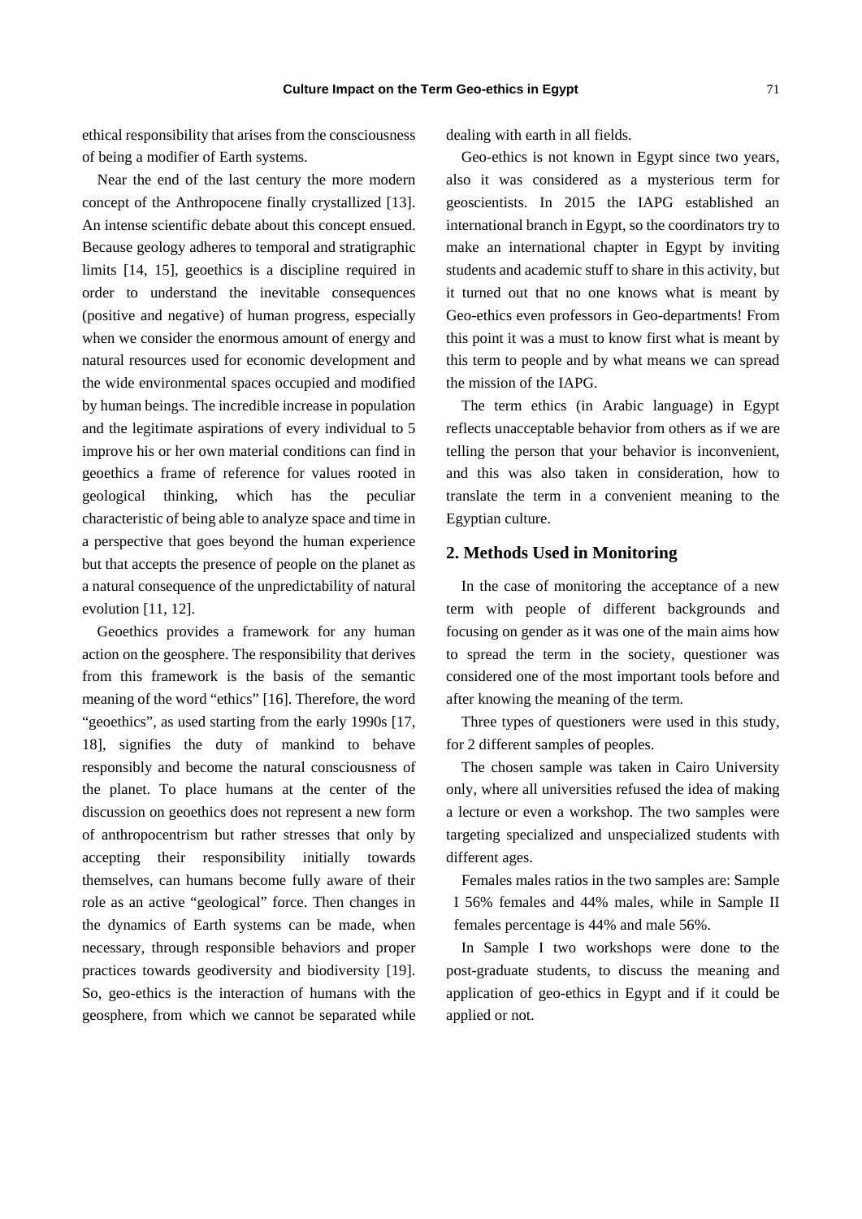ethical responsibility that arises from the consciousness of being a modifier of Earth systems.

Near the end of the last century the more modern concept of the Anthropocene finally crystallized [13]. An intense scientific debate about this concept ensued. Because geology adheres to temporal and stratigraphic limits [14, 15], geoethics is a discipline required in order to understand the inevitable consequences (positive and negative) of human progress, especially when we consider the enormous amount of energy and natural resources used for economic development and the wide environmental spaces occupied and modified by human beings. The incredible increase in population and the legitimate aspirations of every individual to 5 improve his or her own material conditions can find in geoethics a frame of reference for values rooted in geological thinking, which has the peculiar characteristic of being able to analyze space and time in a perspective that goes beyond the human experience but that accepts the presence of people on the planet as a natural consequence of the unpredictability of natural evolution [11, 12].

Geoethics provides a framework for any human action on the geosphere. The responsibility that derives from this framework is the basis of the semantic meaning of the word "ethics" [16]. Therefore, the word "geoethics", as used starting from the early 1990s [17, 18], signifies the duty of mankind to behave responsibly and become the natural consciousness of the planet. To place humans at the center of the discussion on geoethics does not represent a new form of anthropocentrism but rather stresses that only by accepting their responsibility initially towards themselves, can humans become fully aware of their role as an active "geological" force. Then changes in the dynamics of Earth systems can be made, when necessary, through responsible behaviors and proper practices towards geodiversity and biodiversity [19]. So, geo-ethics is the interaction of humans with the geosphere, from which we cannot be separated while dealing with earth in all fields.

Geo-ethics is not known in Egypt since two years, also it was considered as a mysterious term for geoscientists. In 2015 the IAPG established an international branch in Egypt, so the coordinators try to make an international chapter in Egypt by inviting students and academic stuff to share in this activity, but it turned out that no one knows what is meant by Geo-ethics even professors in Geo-departments! From this point it was a must to know first what is meant by this term to people and by what means we can spread the mission of the IAPG.

The term ethics (in Arabic language) in Egypt reflects unacceptable behavior from others as if we are telling the person that your behavior is inconvenient, and this was also taken in consideration, how to translate the term in a convenient meaning to the Egyptian culture.

## 2. Methods Used in Monitoring

In the case of monitoring the acceptance of a new term with people of different backgrounds and focusing on gender as it was one of the main aims how to spread the term in the society, questioner was considered one of the most important tools before and after knowing the meaning of the term.

Three types of questioners were used in this study, for 2 different samples of peoples.

The chosen sample was taken in Cairo University only, where all universities refused the idea of making a lecture or even a workshop. The two samples were targeting specialized and unspecialized students with different ages.

Females males ratios in the two samples are: Sample I 56% females and 44% males, while in Sample II females percentage is 44% and male 56%.

In Sample I two workshops were done to the post-graduate students, to discuss the meaning and application of geo-ethics in Egypt and if it could be applied or not.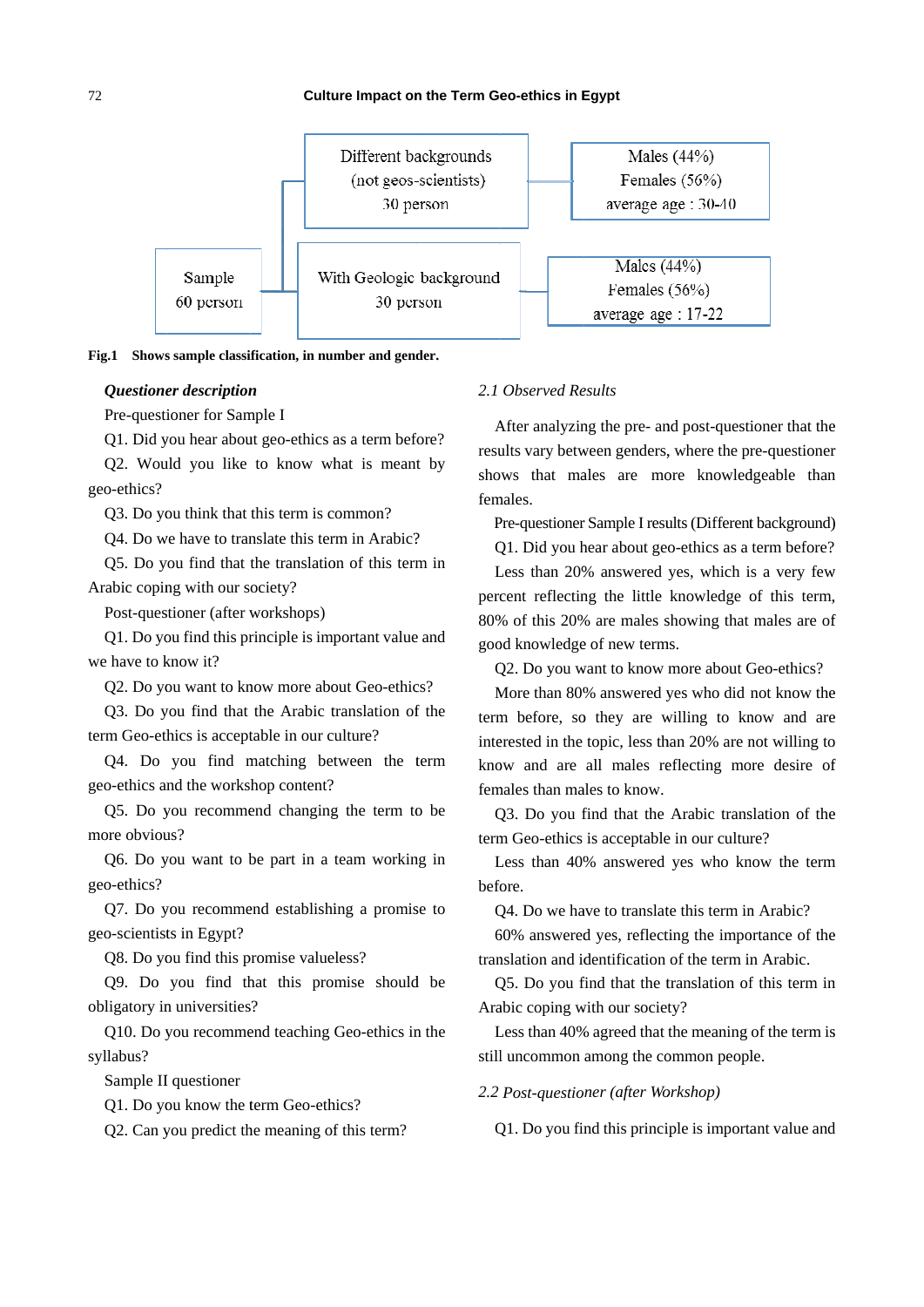Sample 60 person

Different backgrounds (not geos-scientists) 30 person

Males (44%) Females (56%) average age : 30-40

With Geologic background 30 person

Males (44%) Females (56%) average age : 17-22

**Fig.1 Shows sample classification, in number and gender.**

***Questioner description***

Pre-questioner for Sample I

Q1. Did you hear about geo-ethics as a term before?

Q2. Would you like to know what is meant by geo-ethics?

Q3. Do you think that this term is common?

Q4. Do we have to translate this term in Arabic?

Q5. Do you find that the translation of this term in Arabic coping with our society?

Post-questioner (after workshops)

Q1. Do you find this principle is important value and we have to know it?

Q2. Do you want to know more about Geo-ethics?

Q3. Do you find that the Arabic translation of the term Geo-ethics is acceptable in our culture?

Q4. Do you find matching between the term geo-ethics and the workshop content?

Q5. Do you recommend changing the term to be more obvious?

Q6. Do you want to be part in a team working in geo-ethics?

Q7. Do you recommend establishing a promise to geo-scientists in Egypt?

Q8. Do you find this promise valueless?

Q9. Do you find that this promise should be obligatory in universities?

Q10. Do you recommend teaching Geo-ethics in the syllabus?

Sample II questioner

Q1. Do you know the term Geo-ethics?

Q2. Can you predict the meaning of this term?

*2.1 Observed Results*

After analyzing the pre- and post-questioner that the results vary between genders, where the pre-questioner shows that males are more knowledgeable than females.

Pre-questioner Sample I results (Different background)

Q1. Did you hear about geo-ethics as a term before?

Less than 20% answered yes, which is a very few percent reflecting the little knowledge of this term, 80% of this 20% are males showing that males are of good knowledge of new terms.

Q2. Do you want to know more about Geo-ethics?

More than 80% answered yes who did not know the term before, so they are willing to know and are interested in the topic, less than 20% are not willing to know and are all males reflecting more desire of females than males to know.

Q3. Do you find that the Arabic translation of the term Geo-ethics is acceptable in our culture?

Less than 40% answered yes who know the term before.

Q4. Do we have to translate this term in Arabic?

60% answered yes, reflecting the importance of the translation and identification of the term in Arabic.

Q5. Do you find that the translation of this term in Arabic coping with our society?

Less than 40% agreed that the meaning of the term is still uncommon among the common people.

*2.2 Post-questioner (after Workshop)*

Q1. Do you find this principle is important value and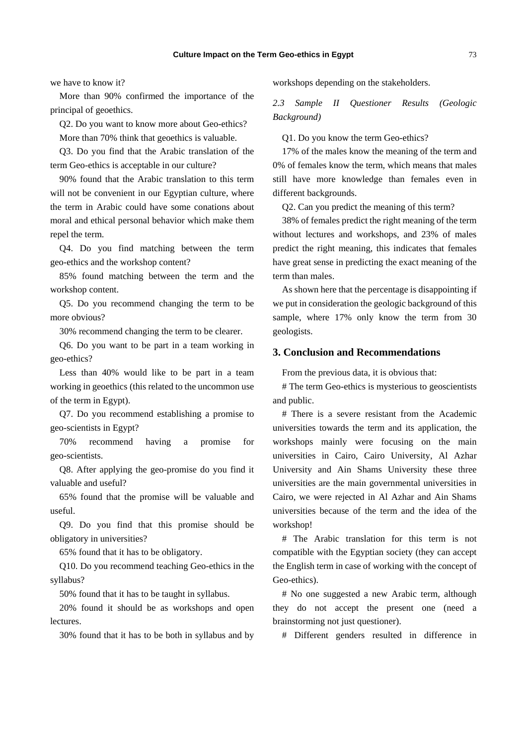we have to know it?

More than 90% confirmed the importance of the principal of geoethics.

Q2. Do you want to know more about Geo-ethics?

More than 70% think that geoethics is valuable.

Q3. Do you find that the Arabic translation of the term Geo-ethics is acceptable in our culture?

90% found that the Arabic translation to this term will not be convenient in our Egyptian culture, where the term in Arabic could have some conations about moral and ethical personal behavior which make them repel the term.

Q4. Do you find matching between the term geo-ethics and the workshop content?

85% found matching between the term and the workshop content.

Q5. Do you recommend changing the term to be more obvious?

30% recommend changing the term to be clearer.

Q6. Do you want to be part in a team working in geo-ethics?

Less than 40% would like to be part in a team working in geoethics (this related to the uncommon use of the term in Egypt).

Q7. Do you recommend establishing a promise to geo-scientists in Egypt?

70% recommend having a promise for geo-scientists.

Q8. After applying the geo-promise do you find it valuable and useful?

65% found that the promise will be valuable and useful.

Q9. Do you find that this promise should be obligatory in universities?

65% found that it has to be obligatory.

Q10. Do you recommend teaching Geo-ethics in the syllabus?

50% found that it has to be taught in syllabus.

20% found it should be as workshops and open lectures.

30% found that it has to be both in syllabus and by workshops depending on the stakeholders.

*2.3 Sample II Questioner Results (Geologic Background)*

Q1. Do you know the term Geo-ethics?

17% of the males know the meaning of the term and 0% of females know the term, which means that males still have more knowledge than females even in different backgrounds.

Q2. Can you predict the meaning of this term?

38% of females predict the right meaning of the term without lectures and workshops, and 23% of males predict the right meaning, this indicates that females have great sense in predicting the exact meaning of the term than males.

As shown here that the percentage is disappointing if we put in consideration the geologic background of this sample, where 17% only know the term from 30 geologists.

## 3. Conclusion and Recommendations

From the previous data, it is obvious that:

# The term Geo-ethics is mysterious to geoscientists and public.

# There is a severe resistant from the Academic universities towards the term and its application, the workshops mainly were focusing on the main universities in Cairo, Cairo University, Al Azhar University and Ain Shams University these three universities are the main governmental universities in Cairo, we were rejected in Al Azhar and Ain Shams universities because of the term and the idea of the workshop!

# The Arabic translation for this term is not compatible with the Egyptian society (they can accept the English term in case of working with the concept of Geo-ethics).

# No one suggested a new Arabic term, although they do not accept the present one (need a brainstorming not just questioner).

# Different genders resulted in difference in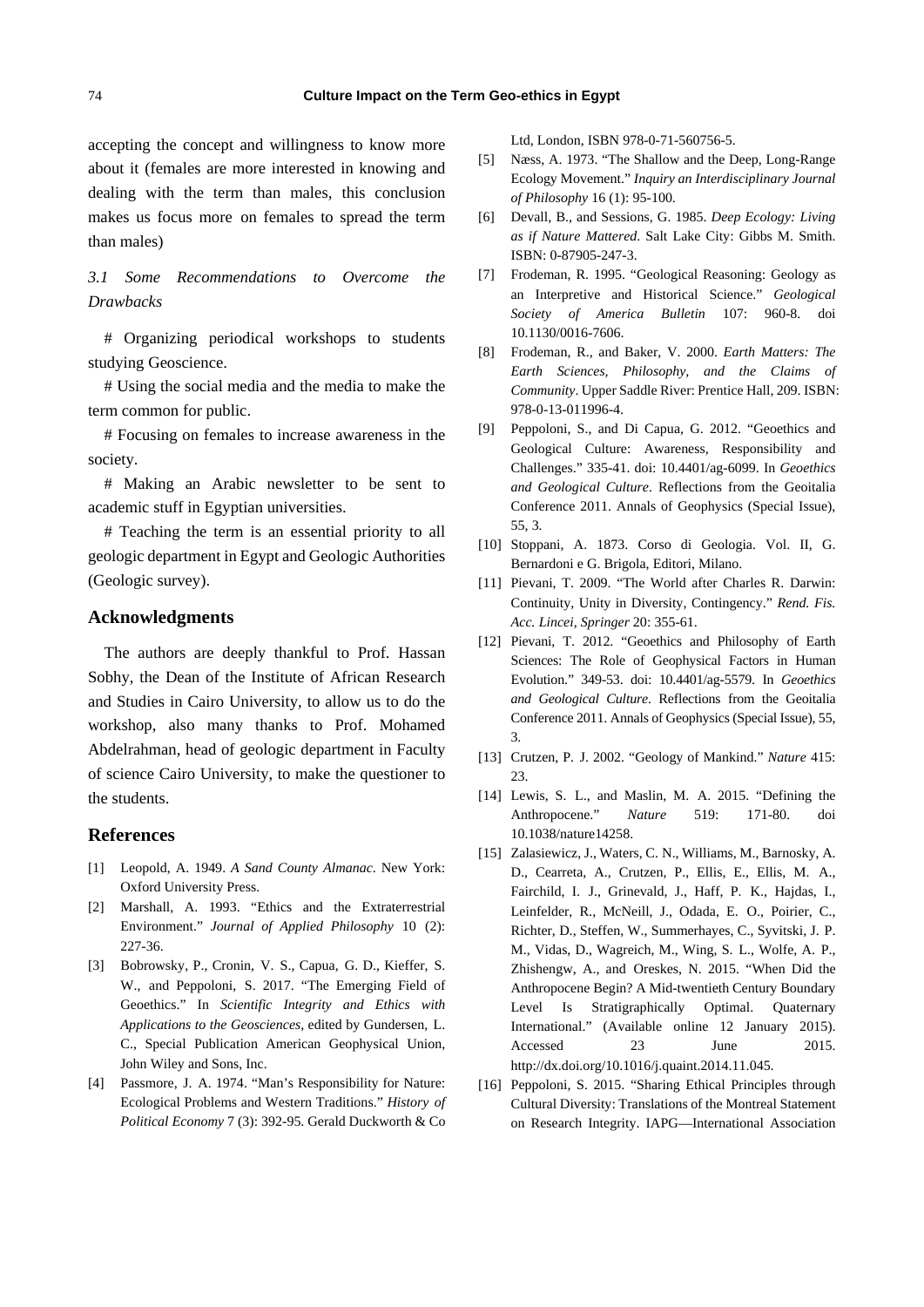accepting the concept and willingness to know more about it (females are more interested in knowing and dealing with the term than males, this conclusion makes us focus more on females to spread the term than males)

### *3.1 Some Recommendations to Overcome the Drawbacks*

# Organizing periodical workshops to students studying Geoscience.

# Using the social media and the media to make the term common for public.

# Focusing on females to increase awareness in the society.

# Making an Arabic newsletter to be sent to academic stuff in Egyptian universities.

# Teaching the term is an essential priority to all geologic department in Egypt and Geologic Authorities (Geologic survey).

## Acknowledgments

The authors are deeply thankful to Prof. Hassan Sobhy, the Dean of the Institute of African Research and Studies in Cairo University, to allow us to do the workshop, also many thanks to Prof. Mohamed Abdelrahman, head of geologic department in Faculty of science Cairo University, to make the questioner to the students.

## References

[1] Leopold, A. 1949. *A Sand County Almanac*. New York: Oxford University Press.

[2] Marshall, A. 1993. "Ethics and the Extraterrestrial Environment." *Journal of Applied Philosophy* 10 (2): 227-36.

[3] Bobrowsky, P., Cronin, V. S., Capua, G. D., Kieffer, S. W., and Peppoloni, S. 2017. "The Emerging Field of Geoethics." In *Scientific Integrity and Ethics with Applications to the Geosciences*, edited by Gundersen, L. C., Special Publication American Geophysical Union, John Wiley and Sons, Inc.

[4] Passmore, J. A. 1974. "Man's Responsibility for Nature: Ecological Problems and Western Traditions." *History of Political Economy* 7 (3): 392-95. Gerald Duckworth & Co Ltd, London, ISBN 978-0-71-560756-5.

[5] Næss, A. 1973. "The Shallow and the Deep, Long-Range Ecology Movement." *Inquiry an Interdisciplinary Journal of Philosophy* 16 (1): 95-100.

[6] Devall, B., and Sessions, G. 1985. *Deep Ecology: Living as if Nature Mattered*. Salt Lake City: Gibbs M. Smith. ISBN: 0-87905-247-3.

[7] Frodeman, R. 1995. "Geological Reasoning: Geology as an Interpretive and Historical Science." *Geological Society of America Bulletin* 107: 960-8. doi 10.1130/0016-7606.

[8] Frodeman, R., and Baker, V. 2000. *Earth Matters: The Earth Sciences, Philosophy, and the Claims of Community*. Upper Saddle River: Prentice Hall, 209. ISBN: 978-0-13-011996-4.

[9] Peppoloni, S., and Di Capua, G. 2012. "Geoethics and Geological Culture: Awareness, Responsibility and Challenges." 335-41. doi: 10.4401/ag-6099. In *Geoethics and Geological Culture*. Reflections from the Geoitalia Conference 2011. Annals of Geophysics (Special Issue), 55, 3.

[10] Stoppani, A. 1873. Corso di Geologia. Vol. II, G. Bernardoni e G. Brigola, Editori, Milano.

[11] Pievani, T. 2009. "The World after Charles R. Darwin: Continuity, Unity in Diversity, Contingency." *Rend. Fis. Acc. Lincei, Springer* 20: 355-61.

[12] Pievani, T. 2012. "Geoethics and Philosophy of Earth Sciences: The Role of Geophysical Factors in Human Evolution." 349-53. doi: 10.4401/ag-5579. In *Geoethics and Geological Culture*. Reflections from the Geoitalia Conference 2011. Annals of Geophysics (Special Issue), 55, 3.

[13] Crutzen, P. J. 2002. "Geology of Mankind." *Nature* 415: 23.

[14] Lewis, S. L., and Maslin, M. A. 2015. "Defining the Anthropocene." *Nature* 519: 171-80. doi 10.1038/nature14258.

[15] Zalasiewicz, J., Waters, C. N., Williams, M., Barnosky, A. D., Cearreta, A., Crutzen, P., Ellis, E., Ellis, M. A., Fairchild, I. J., Grinevald, J., Haff, P. K., Hajdas, I., Leinfelder, R., McNeill, J., Odada, E. O., Poirier, C., Richter, D., Steffen, W., Summerhayes, C., Syvitski, J. P. M., Vidas, D., Wagreich, M., Wing, S. L., Wolfe, A. P., Zhishengw, A., and Oreskes, N. 2015. "When Did the Anthropocene Begin? A Mid-twentieth Century Boundary Level Is Stratigraphically Optimal. Quaternary International." (Available online 12 January 2015). Accessed 23 June 2015. http://dx.doi.org/10.1016/j.quaint.2014.11.045.

[16] Peppoloni, S. 2015. "Sharing Ethical Principles through Cultural Diversity: Translations of the Montreal Statement on Research Integrity. IAPG—International Association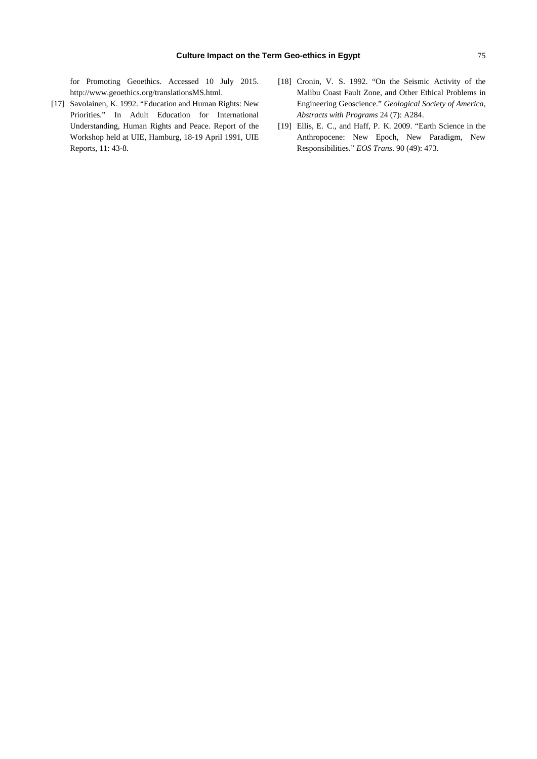for Promoting Geoethics. Accessed 10 July 2015. http://www.geoethics.org/translationsMS.html.

[17] Savolainen, K. 1992. "Education and Human Rights: New Priorities." In Adult Education for International Understanding, Human Rights and Peace. Report of the Workshop held at UIE, Hamburg, 18-19 April 1991, UIE Reports, 11: 43-8.

[18] Cronin, V. S. 1992. "On the Seismic Activity of the Malibu Coast Fault Zone, and Other Ethical Problems in Engineering Geoscience." *Geological Society of America, Abstracts with Programs* 24 (7): A284.

[19] Ellis, E. C., and Haff, P. K. 2009. "Earth Science in the Anthropocene: New Epoch, New Paradigm, New Responsibilities." *EOS Trans*. 90 (49): 473.